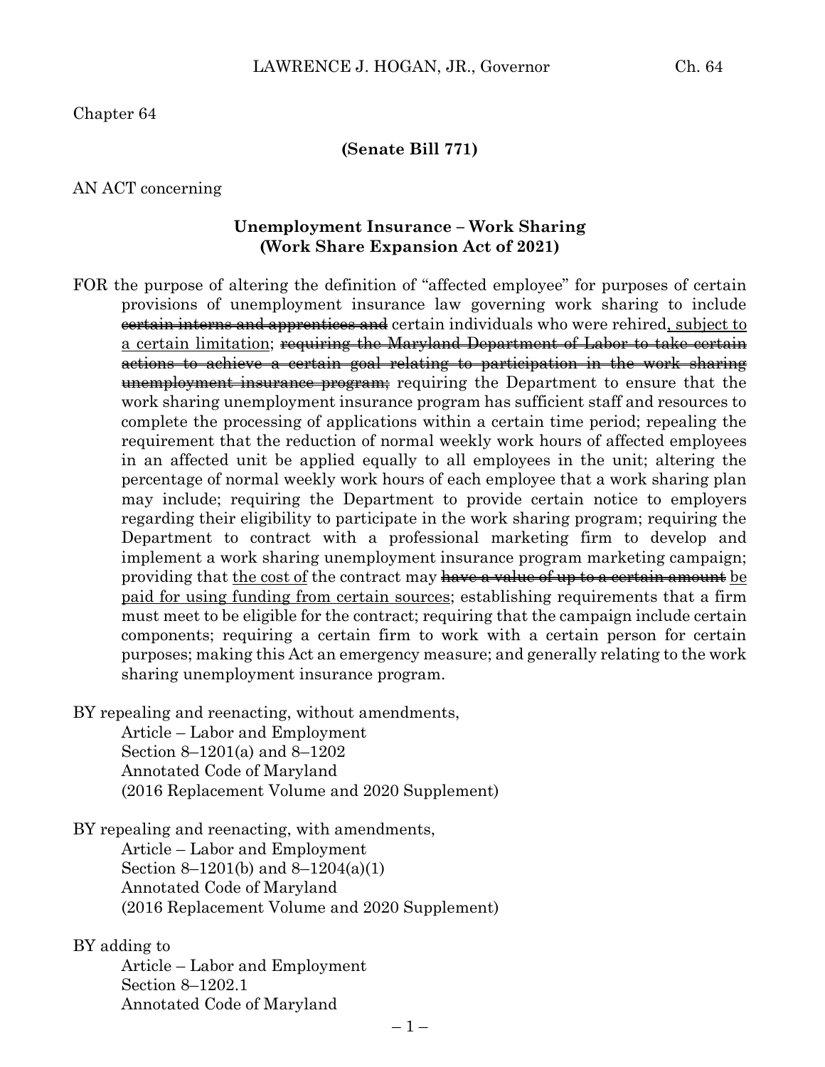Chapter 64

**(Senate Bill 771)**

AN ACT concerning

**Unemployment Insurance – Work Sharing**
**(Work Share Expansion Act of 2021)**

FOR the purpose of altering the definition of "affected employee" for purposes of certain provisions of unemployment insurance law governing work sharing to include ~~certain interns and apprentices and~~ certain individuals who were rehired, subject to a certain limitation; ~~requiring the Maryland Department of Labor to take certain actions to achieve a certain goal relating to participation in the work sharing unemployment insurance program;~~ requiring the Department to ensure that the work sharing unemployment insurance program has sufficient staff and resources to complete the processing of applications within a certain time period; repealing the requirement that the reduction of normal weekly work hours of affected employees in an affected unit be applied equally to all employees in the unit; altering the percentage of normal weekly work hours of each employee that a work sharing plan may include; requiring the Department to provide certain notice to employers regarding their eligibility to participate in the work sharing program; requiring the Department to contract with a professional marketing firm to develop and implement a work sharing unemployment insurance program marketing campaign; providing that the cost of the contract may ~~have a value of up to a certain amount~~ be paid for using funding from certain sources; establishing requirements that a firm must meet to be eligible for the contract; requiring that the campaign include certain components; requiring a certain firm to work with a certain person for certain purposes; making this Act an emergency measure; and generally relating to the work sharing unemployment insurance program.

BY repealing and reenacting, without amendments,
Article – Labor and Employment
Section 8–1201(a) and 8–1202
Annotated Code of Maryland
(2016 Replacement Volume and 2020 Supplement)

BY repealing and reenacting, with amendments,
Article – Labor and Employment
Section 8–1201(b) and 8–1204(a)(1)
Annotated Code of Maryland
(2016 Replacement Volume and 2020 Supplement)

BY adding to
Article – Labor and Employment
Section 8–1202.1
Annotated Code of Maryland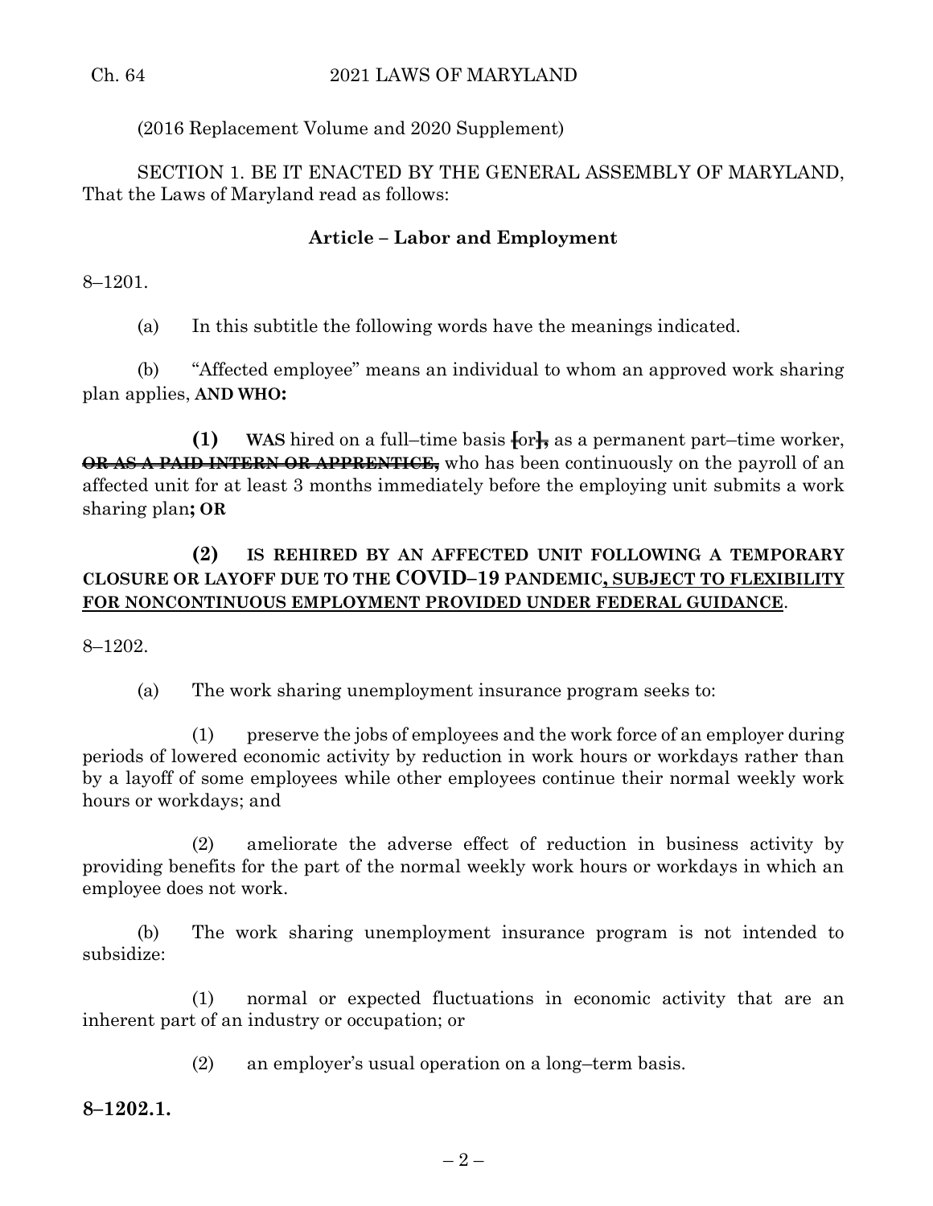(2016 Replacement Volume and 2020 Supplement)

SECTION 1. BE IT ENACTED BY THE GENERAL ASSEMBLY OF MARYLAND, That the Laws of Maryland read as follows:

**Article – Labor and Employment**

8–1201.

(a) In this subtitle the following words have the meanings indicated.

(b) "Affected employee" means an individual to whom an approved work sharing plan applies, **AND WHO:**

**(1)** **WAS** hired on a full–time basis [or]**,** as a permanent part–time worker, ~~**OR AS A PAID INTERN OR APPRENTICE,**~~ who has been continuously on the payroll of an affected unit for at least 3 months immediately before the employing unit submits a work sharing plan**; OR**

**(2)** **IS REHIRED BY AN AFFECTED UNIT FOLLOWING A TEMPORARY CLOSURE OR LAYOFF DUE TO THE COVID–19 PANDEMIC**<u>**, SUBJECT TO FLEXIBILITY FOR NONCONTINUOUS EMPLOYMENT PROVIDED UNDER FEDERAL GUIDANCE**</u>.

8–1202.

(a) The work sharing unemployment insurance program seeks to:

(1) preserve the jobs of employees and the work force of an employer during periods of lowered economic activity by reduction in work hours or workdays rather than by a layoff of some employees while other employees continue their normal weekly work hours or workdays; and

(2) ameliorate the adverse effect of reduction in business activity by providing benefits for the part of the normal weekly work hours or workdays in which an employee does not work.

(b) The work sharing unemployment insurance program is not intended to subsidize:

(1) normal or expected fluctuations in economic activity that are an inherent part of an industry or occupation; or

(2) an employer's usual operation on a long–term basis.

**8–1202.1.**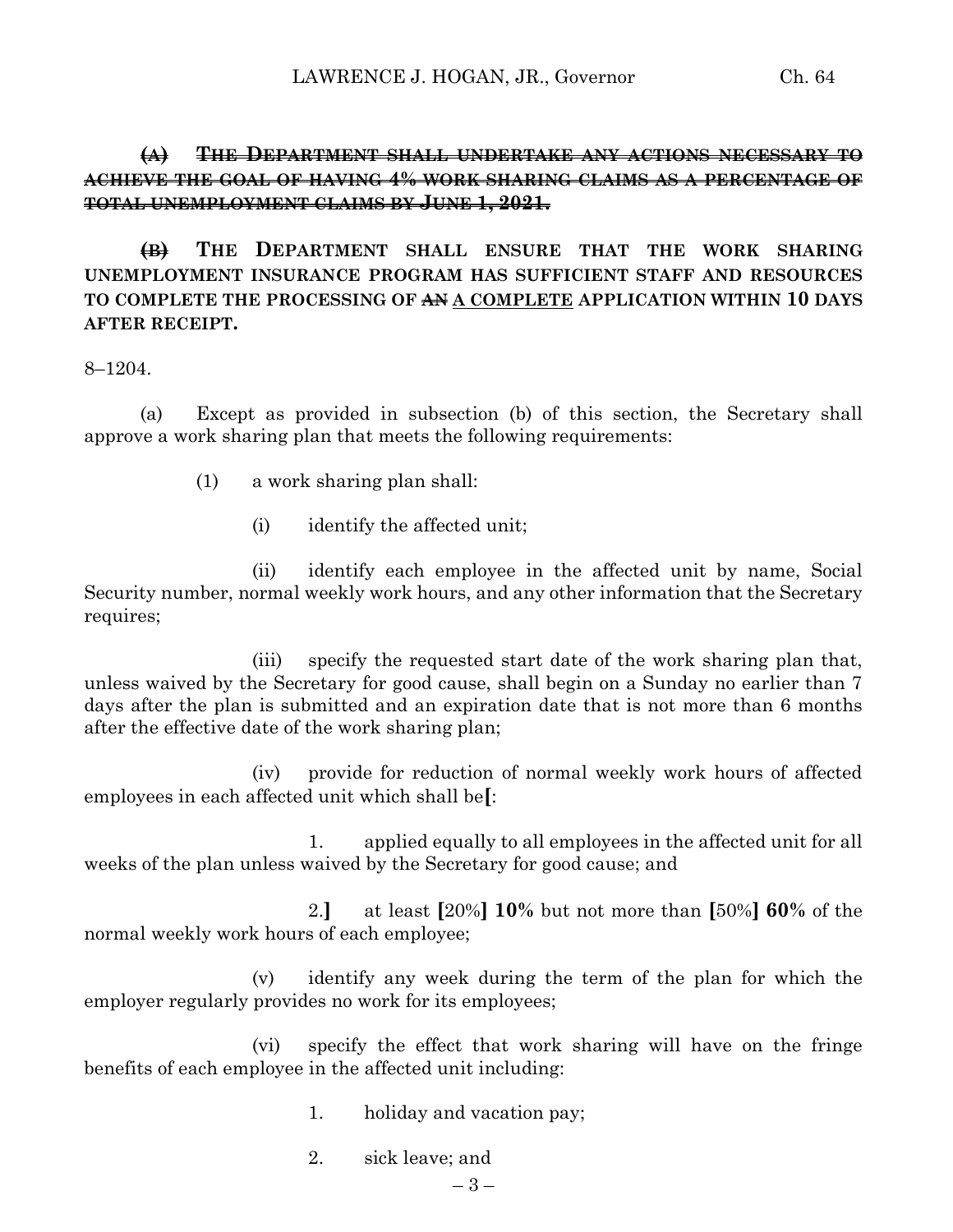~~**(A) THE DEPARTMENT SHALL UNDERTAKE ANY ACTIONS NECESSARY TO ACHIEVE THE GOAL OF HAVING 4% WORK SHARING CLAIMS AS A PERCENTAGE OF TOTAL UNEMPLOYMENT CLAIMS BY JUNE 1, 2021.**~~

~~**(B)**~~ **THE DEPARTMENT SHALL ENSURE THAT THE WORK SHARING UNEMPLOYMENT INSURANCE PROGRAM HAS SUFFICIENT STAFF AND RESOURCES TO COMPLETE THE PROCESSING OF** ~~**AN**~~ <u>**A COMPLETE**</u> **APPLICATION WITHIN 10 DAYS AFTER RECEIPT.**

8–1204.

(a) Except as provided in subsection (b) of this section, the Secretary shall approve a work sharing plan that meets the following requirements:

(1) a work sharing plan shall:

(i) identify the affected unit;

(ii) identify each employee in the affected unit by name, Social Security number, normal weekly work hours, and any other information that the Secretary requires;

(iii) specify the requested start date of the work sharing plan that, unless waived by the Secretary for good cause, shall begin on a Sunday no earlier than 7 days after the plan is submitted and an expiration date that is not more than 6 months after the effective date of the work sharing plan;

(iv) provide for reduction of normal weekly work hours of affected employees in each affected unit which shall be**[**:

1. applied equally to all employees in the affected unit for all weeks of the plan unless waived by the Secretary for good cause; and

2.**]** at least **[**20%**]** **10%** but not more than **[**50%**]** **60%** of the normal weekly work hours of each employee;

(v) identify any week during the term of the plan for which the employer regularly provides no work for its employees;

(vi) specify the effect that work sharing will have on the fringe benefits of each employee in the affected unit including:

1. holiday and vacation pay;

2. sick leave; and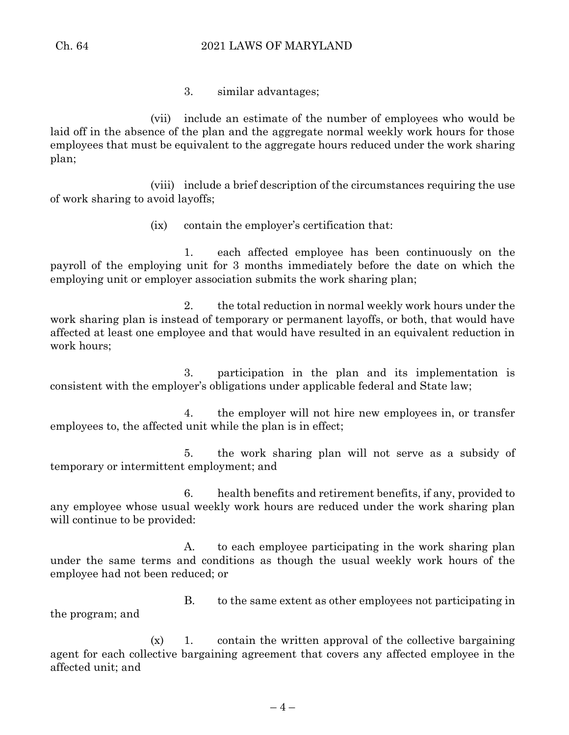3. similar advantages;

(vii) include an estimate of the number of employees who would be laid off in the absence of the plan and the aggregate normal weekly work hours for those employees that must be equivalent to the aggregate hours reduced under the work sharing plan;

(viii) include a brief description of the circumstances requiring the use of work sharing to avoid layoffs;

(ix) contain the employer's certification that:

1. each affected employee has been continuously on the payroll of the employing unit for 3 months immediately before the date on which the employing unit or employer association submits the work sharing plan;

2. the total reduction in normal weekly work hours under the work sharing plan is instead of temporary or permanent layoffs, or both, that would have affected at least one employee and that would have resulted in an equivalent reduction in work hours;

3. participation in the plan and its implementation is consistent with the employer's obligations under applicable federal and State law;

4. the employer will not hire new employees in, or transfer employees to, the affected unit while the plan is in effect;

5. the work sharing plan will not serve as a subsidy of temporary or intermittent employment; and

6. health benefits and retirement benefits, if any, provided to any employee whose usual weekly work hours are reduced under the work sharing plan will continue to be provided:

A. to each employee participating in the work sharing plan under the same terms and conditions as though the usual weekly work hours of the employee had not been reduced; or

B. to the same extent as other employees not participating in the program; and

(x) 1. contain the written approval of the collective bargaining agent for each collective bargaining agreement that covers any affected employee in the affected unit; and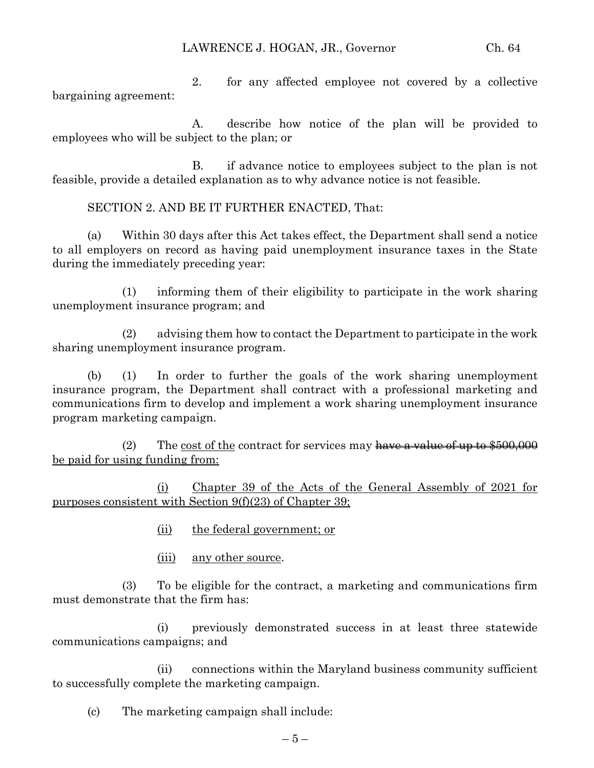2. for any affected employee not covered by a collective bargaining agreement:

A. describe how notice of the plan will be provided to employees who will be subject to the plan; or

B. if advance notice to employees subject to the plan is not feasible, provide a detailed explanation as to why advance notice is not feasible.

SECTION 2. AND BE IT FURTHER ENACTED, That:

(a) Within 30 days after this Act takes effect, the Department shall send a notice to all employers on record as having paid unemployment insurance taxes in the State during the immediately preceding year:

(1) informing them of their eligibility to participate in the work sharing unemployment insurance program; and

(2) advising them how to contact the Department to participate in the work sharing unemployment insurance program.

(b) (1) In order to further the goals of the work sharing unemployment insurance program, the Department shall contract with a professional marketing and communications firm to develop and implement a work sharing unemployment insurance program marketing campaign.

(2) The <u>cost of the</u> contract for services may ~~have a value of up to $500,000~~ <u>be paid for using funding from:</u>

<u>(i) Chapter 39 of the Acts of the General Assembly of 2021 for purposes consistent with Section 9(f)(23) of Chapter 39;</u>

<u>(ii) the federal government; or</u>

<u>(iii) any other source</u>.

(3) To be eligible for the contract, a marketing and communications firm must demonstrate that the firm has:

(i) previously demonstrated success in at least three statewide communications campaigns; and

(ii) connections within the Maryland business community sufficient to successfully complete the marketing campaign.

(c) The marketing campaign shall include: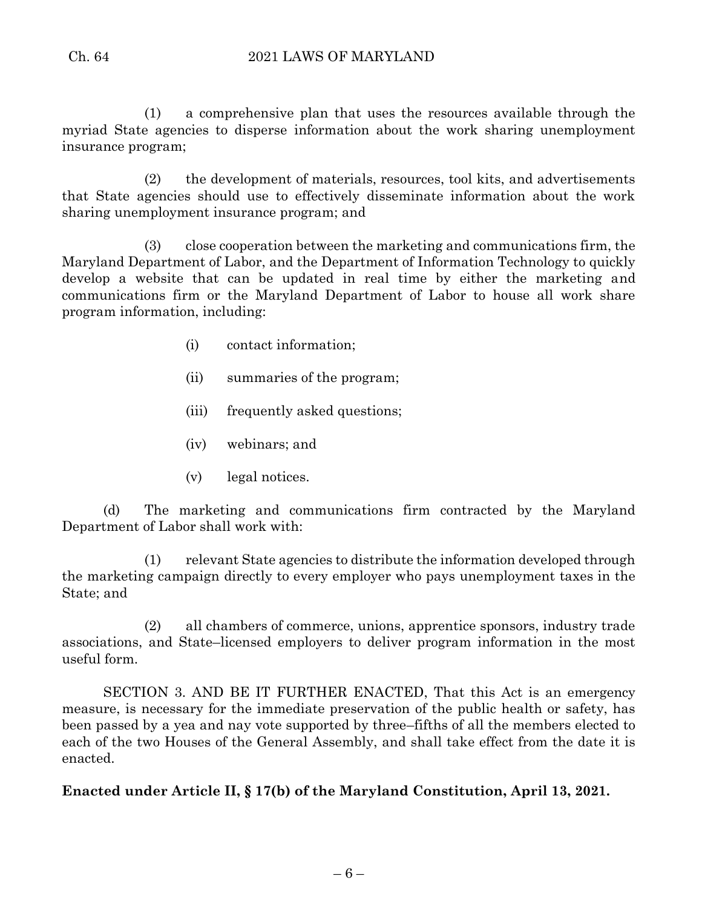(1) a comprehensive plan that uses the resources available through the myriad State agencies to disperse information about the work sharing unemployment insurance program;

(2) the development of materials, resources, tool kits, and advertisements that State agencies should use to effectively disseminate information about the work sharing unemployment insurance program; and

(3) close cooperation between the marketing and communications firm, the Maryland Department of Labor, and the Department of Information Technology to quickly develop a website that can be updated in real time by either the marketing and communications firm or the Maryland Department of Labor to house all work share program information, including:

(i) contact information;

(ii) summaries of the program;

(iii) frequently asked questions;

(iv) webinars; and

(v) legal notices.

(d) The marketing and communications firm contracted by the Maryland Department of Labor shall work with:

(1) relevant State agencies to distribute the information developed through the marketing campaign directly to every employer who pays unemployment taxes in the State; and

(2) all chambers of commerce, unions, apprentice sponsors, industry trade associations, and State–licensed employers to deliver program information in the most useful form.

SECTION 3. AND BE IT FURTHER ENACTED, That this Act is an emergency measure, is necessary for the immediate preservation of the public health or safety, has been passed by a yea and nay vote supported by three–fifths of all the members elected to each of the two Houses of the General Assembly, and shall take effect from the date it is enacted.

**Enacted under Article II, § 17(b) of the Maryland Constitution, April 13, 2021.**